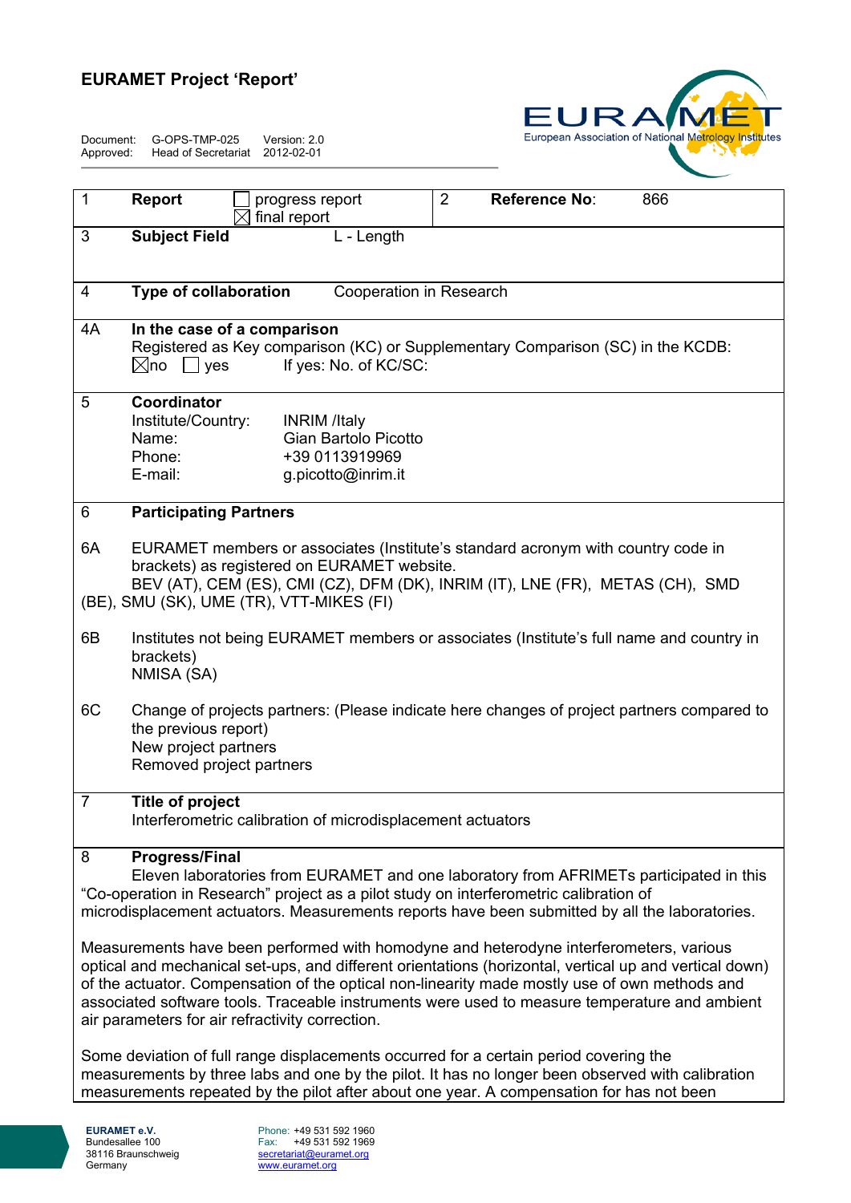# EURAMET Project 'Report'

Document: G-OPS-TMP-025 Version: 2.0
Approved: Head of Secretariat 2012-02-01

| | | | | |
|---|---|---|---|---|
| 1 | **Report** | ☐ progress report<br>☒ final report | 2 | **Reference No**: 866 |

**3 Subject Field** L - Length

**4 Type of collaboration** Cooperation in Research

**4A In the case of a comparison**
Registered as Key comparison (KC) or Supplementary Comparison (SC) in the KCDB:
☒no ☐ yes If yes: No. of KC/SC:

**5 Coordinator**

Institute/Country: INRIM /Italy
Name: Gian Bartolo Picotto
Phone: +39 0113919969
E-mail: g.picotto@inrim.it

**6 Participating Partners**

6A EURAMET members or associates (Institute's standard acronym with country code in brackets) as registered on EURAMET website.
BEV (AT), CEM (ES), CMI (CZ), DFM (DK), INRIM (IT), LNE (FR), METAS (CH), SMD (BE), SMU (SK), UME (TR), VTT-MIKES (FI)

6B Institutes not being EURAMET members or associates (Institute's full name and country in brackets)
NMISA (SA)

6C Change of projects partners: (Please indicate here changes of project partners compared to the previous report)
New project partners
Removed project partners

**7 Title of project**
Interferometric calibration of microdisplacement actuators

**8 Progress/Final**

Eleven laboratories from EURAMET and one laboratory from AFRIMETs participated in this "Co-operation in Research" project as a pilot study on interferometric calibration of microdisplacement actuators. Measurements reports have been submitted by all the laboratories.

Measurements have been performed with homodyne and heterodyne interferometers, various optical and mechanical set-ups, and different orientations (horizontal, vertical up and vertical down) of the actuator. Compensation of the optical non-linearity made mostly use of own methods and associated software tools. Traceable instruments were used to measure temperature and ambient air parameters for air refractivity correction.

Some deviation of full range displacements occurred for a certain period covering the measurements by three labs and one by the pilot. It has no longer been observed with calibration measurements repeated by the pilot after about one year. A compensation for has not been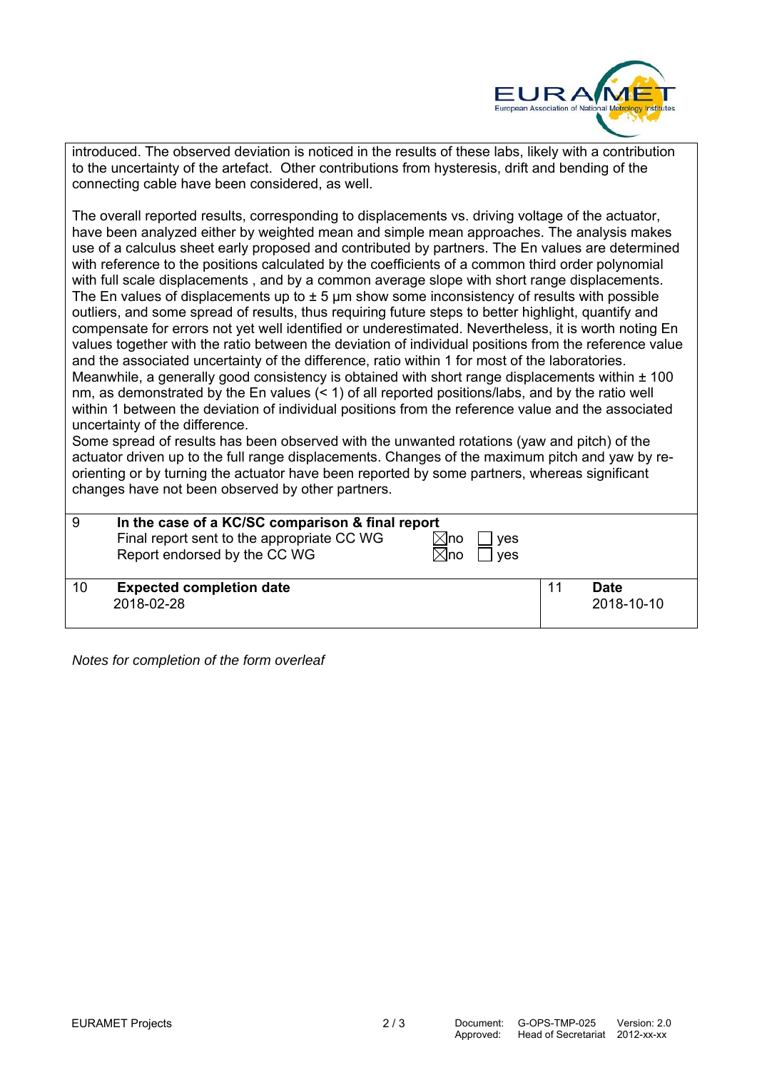introduced. The observed deviation is noticed in the results of these labs, likely with a contribution to the uncertainty of the artefact. Other contributions from hysteresis, drift and bending of the connecting cable have been considered, as well.

The overall reported results, corresponding to displacements vs. driving voltage of the actuator, have been analyzed either by weighted mean and simple mean approaches. The analysis makes use of a calculus sheet early proposed and contributed by partners. The En values are determined with reference to the positions calculated by the coefficients of a common third order polynomial with full scale displacements , and by a common average slope with short range displacements. The En values of displacements up to ± 5 µm show some inconsistency of results with possible outliers, and some spread of results, thus requiring future steps to better highlight, quantify and compensate for errors not yet well identified or underestimated. Nevertheless, it is worth noting En values together with the ratio between the deviation of individual positions from the reference value and the associated uncertainty of the difference, ratio within 1 for most of the laboratories. Meanwhile, a generally good consistency is obtained with short range displacements within ± 100 nm, as demonstrated by the En values (< 1) of all reported positions/labs, and by the ratio well within 1 between the deviation of individual positions from the reference value and the associated uncertainty of the difference.
Some spread of results has been observed with the unwanted rotations (yaw and pitch) of the actuator driven up to the full range displacements. Changes of the maximum pitch and yaw by re-orienting or by turning the actuator have been reported by some partners, whereas significant changes have not been observed by other partners.

| 9 | **In the case of a KC/SC comparison & final report** | | |
|---|---|---|---|
| | Final report sent to the appropriate CC WG | ☒no | ☐ yes |
| | Report endorsed by the CC WG | ☒no | ☐ yes |

| 10 | **Expected completion date** | 11 | **Date** |
|---|---|---|---|
| | 2018-02-28 | | 2018-10-10 |

*Notes for completion of the form overleaf*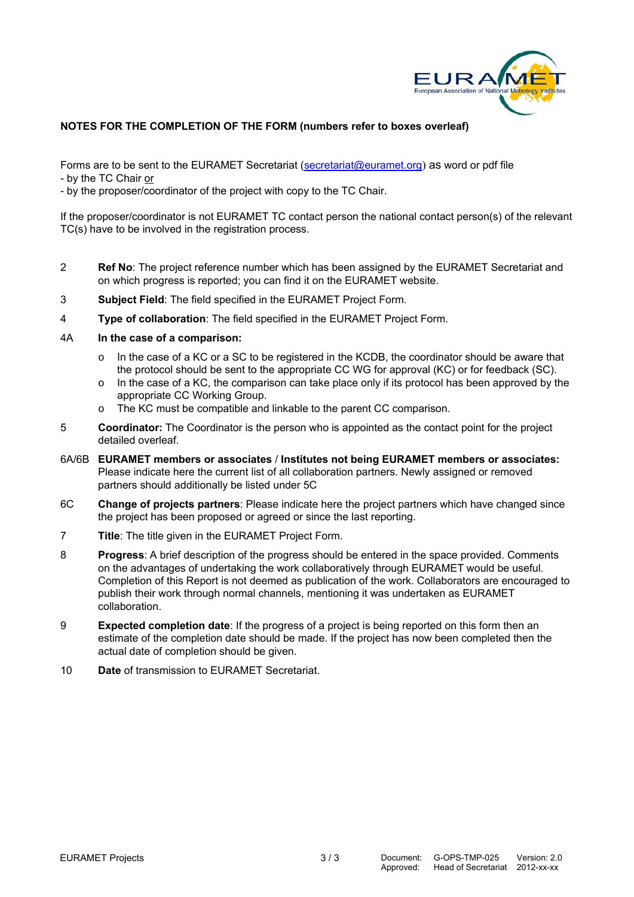**NOTES FOR THE COMPLETION OF THE FORM (numbers refer to boxes overleaf)**

Forms are to be sent to the EURAMET Secretariat (secretariat@euramet.org) as word or pdf file
- by the TC Chair <u>or</u>
- by the proposer/coordinator of the project with copy to the TC Chair.

If the proposer/coordinator is not EURAMET TC contact person the national contact person(s) of the relevant TC(s) have to be involved in the registration process.

2 **Ref No**: The project reference number which has been assigned by the EURAMET Secretariat and on which progress is reported; you can find it on the EURAMET website.

3 **Subject Field**: The field specified in the EURAMET Project Form.

4 **Type of collaboration**: The field specified in the EURAMET Project Form.

4A **In the case of a comparison:**

- In the case of a KC or a SC to be registered in the KCDB, the coordinator should be aware that the protocol should be sent to the appropriate CC WG for approval (KC) or for feedback (SC).
- In the case of a KC, the comparison can take place only if its protocol has been approved by the appropriate CC Working Group.
- The KC must be compatible and linkable to the parent CC comparison.

5 **Coordinator:** The Coordinator is the person who is appointed as the contact point for the project detailed overleaf.

6A/6B **EURAMET members or associates** / **Institutes not being EURAMET members or associates:** Please indicate here the current list of all collaboration partners. Newly assigned or removed partners should additionally be listed under 5C

6C **Change of projects partners**: Please indicate here the project partners which have changed since the project has been proposed or agreed or since the last reporting.

7 **Title**: The title given in the EURAMET Project Form.

8 **Progress**: A brief description of the progress should be entered in the space provided. Comments on the advantages of undertaking the work collaboratively through EURAMET would be useful. Completion of this Report is not deemed as publication of the work. Collaborators are encouraged to publish their work through normal channels, mentioning it was undertaken as EURAMET collaboration.

9 **Expected completion date**: If the progress of a project is being reported on this form then an estimate of the completion date should be made. If the project has now been completed then the actual date of completion should be given.

10 **Date** of transmission to EURAMET Secretariat.